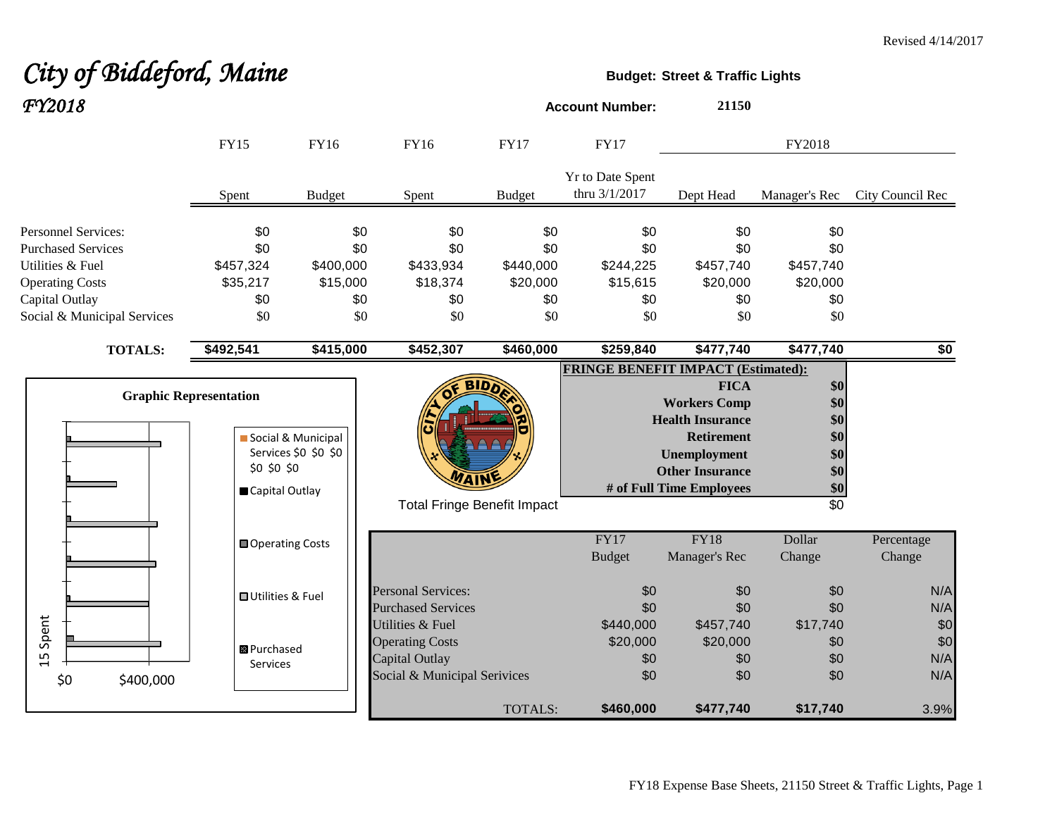Revised 4/14/2017

# *City of Biddeford, Maine*

## *FY2018*

**Budget: Street & Traffic Lights**

**Account Number:** 21150

| | FY15 | FY16 | FY16 | FY17 | FY17 | FY2018 | | |
|---|---|---|---|---|---|---|---|---|
| | Spent | Budget | Spent | Budget | Yr to Date Spent thru 3/1/2017 | Dept Head | Manager's Rec | City Council Rec |
| Personnel Services: | $0 | $0 | $0 | $0 | $0 | $0 | $0 | |
| Purchased Services | $0 | $0 | $0 | $0 | $0 | $0 | $0 | |
| Utilities & Fuel | $457,324 | $400,000 | $433,934 | $440,000 | $244,225 | $457,740 | $457,740 | |
| Operating Costs | $35,217 | $15,000 | $18,374 | $20,000 | $15,615 | $20,000 | $20,000 | |
| Capital Outlay | $0 | $0 | $0 | $0 | $0 | $0 | $0 | |
| Social & Municipal Services | $0 | $0 | $0 | $0 | $0 | $0 | $0 | |
| **TOTALS:** | **$492,541** | **$415,000** | **$452,307** | **$460,000** | **$259,840** | **$477,740** | **$477,740** | **$0** |

**FRINGE BENEFIT IMPACT (Estimated):**

| | |
|---|---|
| **FICA** | **$0** |
| **Workers Comp** | **$0** |
| **Health Insurance** | **$0** |
| **Retirement** | **$0** |
| **Unemployment** | **$0** |
| **Other Insurance** | **$0** |
| **# of Full Time Employees** | **$0** |
| Total Fringe Benefit Impact | $0 |

**Graphic Representation**

Legend: Social & Municipal Services $0 $0 $0 $0 $0 $0; Capital Outlay; Operating Costs; Utilities & Fuel; Purchased Services

Axis: 15 Spent; $0; $400,000

| | FY17 Budget | FY18 Manager's Rec | Dollar Change | Percentage Change |
|---|---|---|---|---|
| Personal Services: | $0 | $0 | $0 | N/A |
| Purchased Services | $0 | $0 | $0 | N/A |
| Utilities & Fuel | $440,000 | $457,740 | $17,740 | $0 |
| Operating Costs | $20,000 | $20,000 | $0 | $0 |
| Capital Outlay | $0 | $0 | $0 | N/A |
| Social & Municipal Serivices | $0 | $0 | $0 | N/A |
| TOTALS: | **$460,000** | **$477,740** | **$17,740** | 3.9% |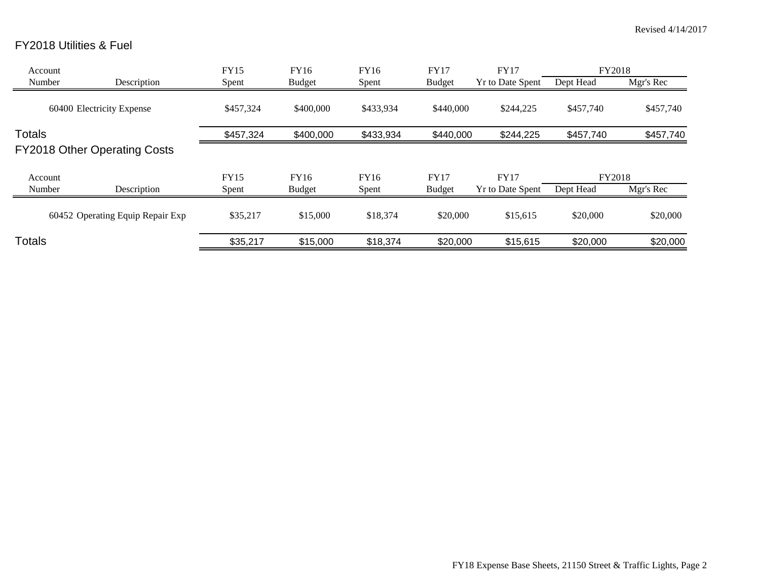Revised 4/14/2017

## FY2018 Utilities & Fuel

| Account Number | Description | FY15 Spent | FY16 Budget | FY16 Spent | FY17 Budget | FY17 Yr to Date Spent | FY2018 Dept Head | FY2018 Mgr's Rec |
|---|---|---|---|---|---|---|---|---|
| 60400 | Electricity Expense | $457,324 | $400,000 | $433,934 | $440,000 | $244,225 | $457,740 | $457,740 |
| **Totals** | | $457,324 | $400,000 | $433,934 | $440,000 | $244,225 | $457,740 | $457,740 |

## FY2018 Other Operating Costs

| Account Number | Description | FY15 Spent | FY16 Budget | FY16 Spent | FY17 Budget | FY17 Yr to Date Spent | FY2018 Dept Head | FY2018 Mgr's Rec |
|---|---|---|---|---|---|---|---|---|
| 60452 | Operating Equip Repair Exp | $35,217 | $15,000 | $18,374 | $20,000 | $15,615 | $20,000 | $20,000 |
| **Totals** | | $35,217 | $15,000 | $18,374 | $20,000 | $15,615 | $20,000 | $20,000 |

FY18 Expense Base Sheets, 21150 Street & Traffic Lights, Page 2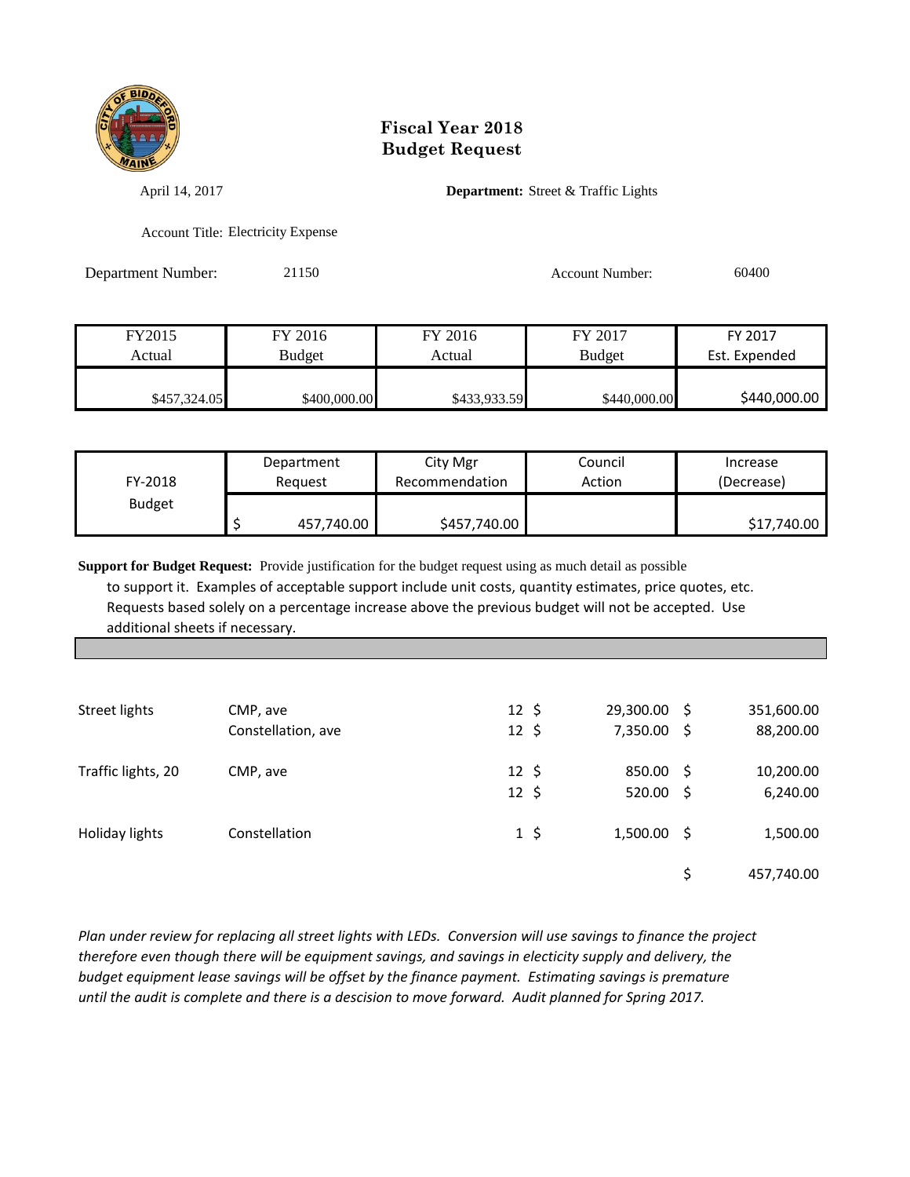# Fiscal Year 2018
# Budget Request

April 14, 2017

**Department:** Street & Traffic Lights

Account Title: Electricity Expense

Department Number: 21150

Account Number: 60400

| FY2015 Actual | FY 2016 Budget | FY 2016 Actual | FY 2017 Budget | FY 2017 Est. Expended |
|---|---|---|---|---|
| $457,324.05 | $400,000.00 | $433,933.59 | $440,000.00 | $440,000.00 |

| FY-2018 Budget | Department Request | City Mgr Recommendation | Council Action | Increase (Decrease) |
|---|---|---|---|---|
| | $ 457,740.00 | $457,740.00 | | $17,740.00 |

**Support for Budget Request:** Provide justification for the budget request using as much detail as possible to support it. Examples of acceptable support include unit costs, quantity estimates, price quotes, etc. Requests based solely on a percentage increase above the previous budget will not be accepted. Use additional sheets if necessary.

| | | | | |
|---|---|---|---|---|
| Street lights | CMP, ave | 12 | $ 29,300.00 | $ 351,600.00 |
| | Constellation, ave | 12 | $ 7,350.00 | $ 88,200.00 |
| Traffic lights, 20 | CMP, ave | 12 | $ 850.00 | $ 10,200.00 |
| | | 12 | $ 520.00 | $ 6,240.00 |
| Holiday lights | Constellation | 1 | $ 1,500.00 | $ 1,500.00 |
| | | | | $ 457,740.00 |

*Plan under review for replacing all street lights with LEDs. Conversion will use savings to finance the project therefore even though there will be equipment savings, and savings in electicity supply and delivery, the budget equipment lease savings will be offset by the finance payment. Estimating savings is premature until the audit is complete and there is a descision to move forward. Audit planned for Spring 2017.*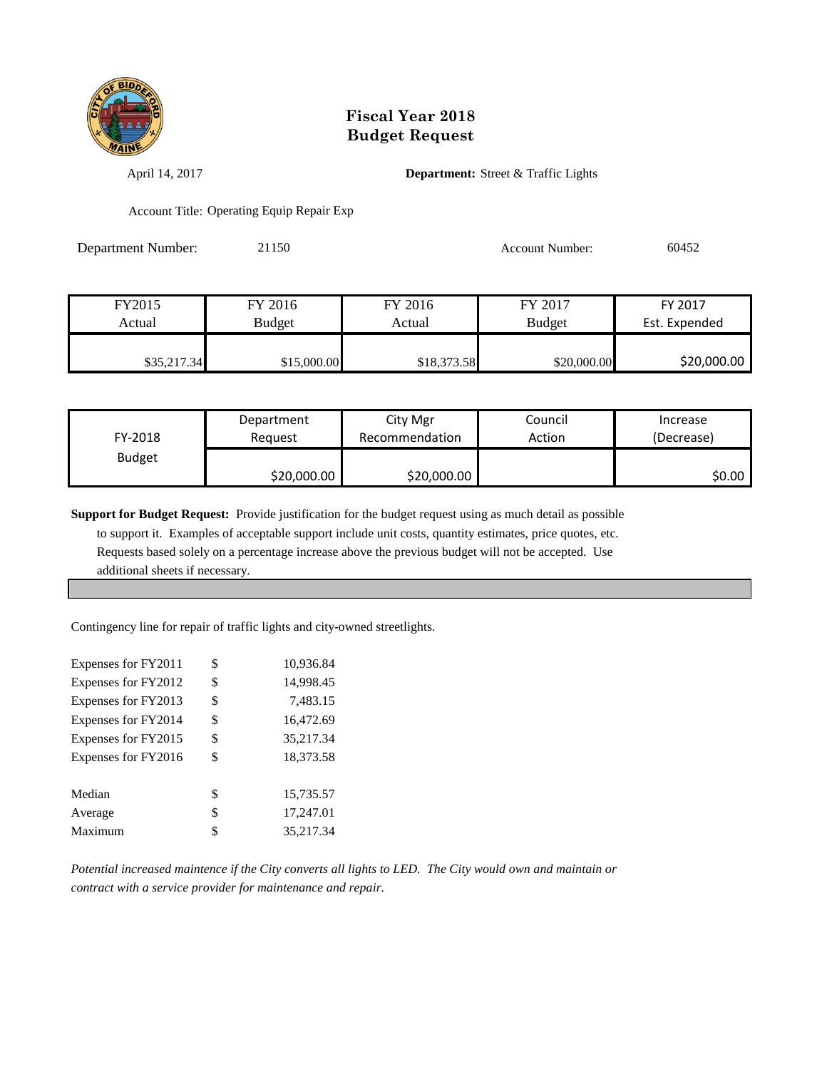# Fiscal Year 2018
# Budget Request

April 14, 2017

**Department:** Street & Traffic Lights

Account Title: Operating Equip Repair Exp

Department Number: 21150

Account Number: 60452

| FY2015 Actual | FY 2016 Budget | FY 2016 Actual | FY 2017 Budget | FY 2017 Est. Expended |
|---|---|---|---|---|
| $35,217.34 | $15,000.00 | $18,373.58 | $20,000.00 | $20,000.00 |

| FY-2018 Budget | Department Request | City Mgr Recommendation | Council Action | Increase (Decrease) |
|---|---|---|---|---|
| | $20,000.00 | $20,000.00 | | $0.00 |

**Support for Budget Request:** Provide justification for the budget request using as much detail as possible to support it. Examples of acceptable support include unit costs, quantity estimates, price quotes, etc. Requests based solely on a percentage increase above the previous budget will not be accepted. Use additional sheets if necessary.

Contingency line for repair of traffic lights and city-owned streetlights.

| | | |
|---|---|---|
| Expenses for FY2011 | $ | 10,936.84 |
| Expenses for FY2012 | $ | 14,998.45 |
| Expenses for FY2013 | $ | 7,483.15 |
| Expenses for FY2014 | $ | 16,472.69 |
| Expenses for FY2015 | $ | 35,217.34 |
| Expenses for FY2016 | $ | 18,373.58 |
| | | |
| Median | $ | 15,735.57 |
| Average | $ | 17,247.01 |
| Maximum | $ | 35,217.34 |

*Potential increased maintence if the City converts all lights to LED. The City would own and maintain or contract with a service provider for maintenance and repair.*